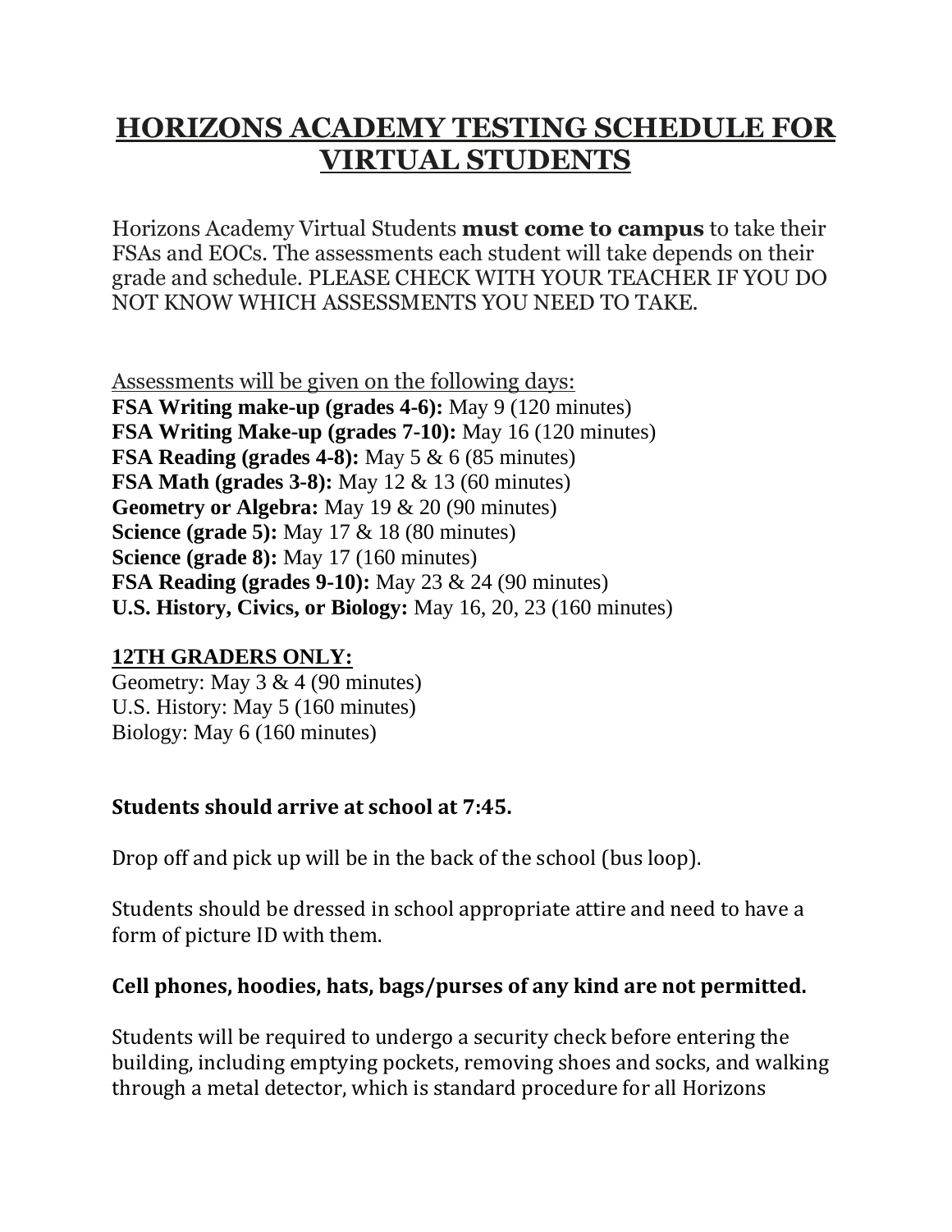# HORIZONS ACADEMY TESTING SCHEDULE FOR VIRTUAL STUDENTS

Horizons Academy Virtual Students **must come to campus** to take their FSAs and EOCs. The assessments each student will take depends on their grade and schedule. PLEASE CHECK WITH YOUR TEACHER IF YOU DO NOT KNOW WHICH ASSESSMENTS YOU NEED TO TAKE.

Assessments will be given on the following days:

**FSA Writing make-up (grades 4-6):** May 9 (120 minutes)
**FSA Writing Make-up (grades 7-10):** May 16 (120 minutes)
**FSA Reading (grades 4-8):** May 5 & 6 (85 minutes)
**FSA Math (grades 3-8):** May 12 & 13 (60 minutes)
**Geometry or Algebra:** May 19 & 20 (90 minutes)
**Science (grade 5):** May 17 & 18 (80 minutes)
**Science (grade 8):** May 17 (160 minutes)
**FSA Reading (grades 9-10):** May 23 & 24 (90 minutes)
**U.S. History, Civics, or Biology:** May 16, 20, 23 (160 minutes)

**12TH GRADERS ONLY:**

Geometry: May 3 & 4 (90 minutes)
U.S. History: May 5 (160 minutes)
Biology: May 6 (160 minutes)

**Students should arrive at school at 7:45.**

Drop off and pick up will be in the back of the school (bus loop).

Students should be dressed in school appropriate attire and need to have a form of picture ID with them.

**Cell phones, hoodies, hats, bags/purses of any kind are not permitted.**

Students will be required to undergo a security check before entering the building, including emptying pockets, removing shoes and socks, and walking through a metal detector, which is standard procedure for all Horizons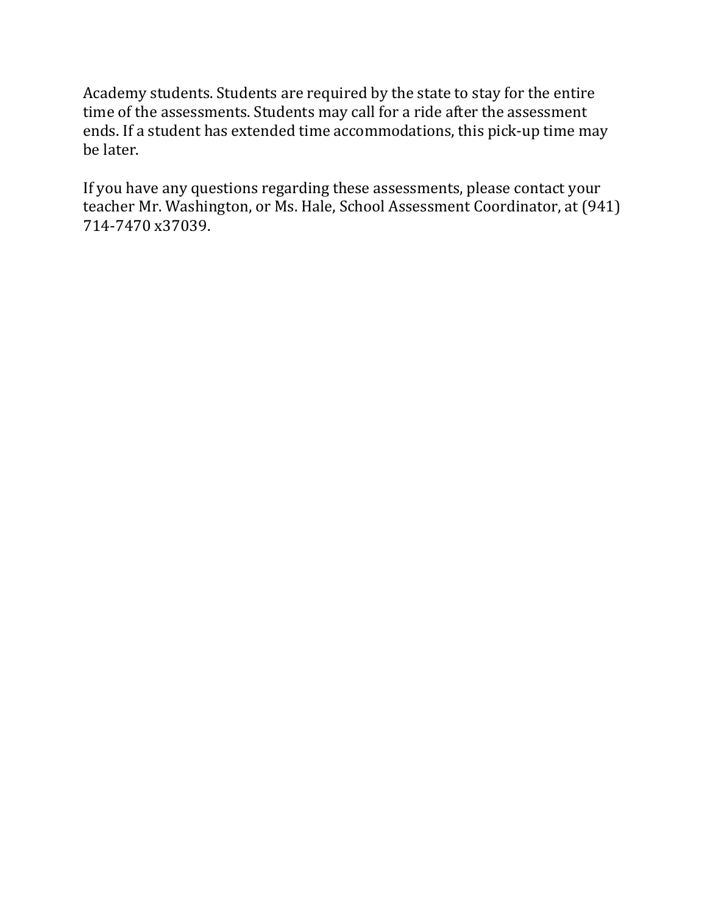Academy students. Students are required by the state to stay for the entire time of the assessments. Students may call for a ride after the assessment ends. If a student has extended time accommodations, this pick-up time may be later.

If you have any questions regarding these assessments, please contact your teacher Mr. Washington, or Ms. Hale, School Assessment Coordinator, at (941) 714-7470 x37039.